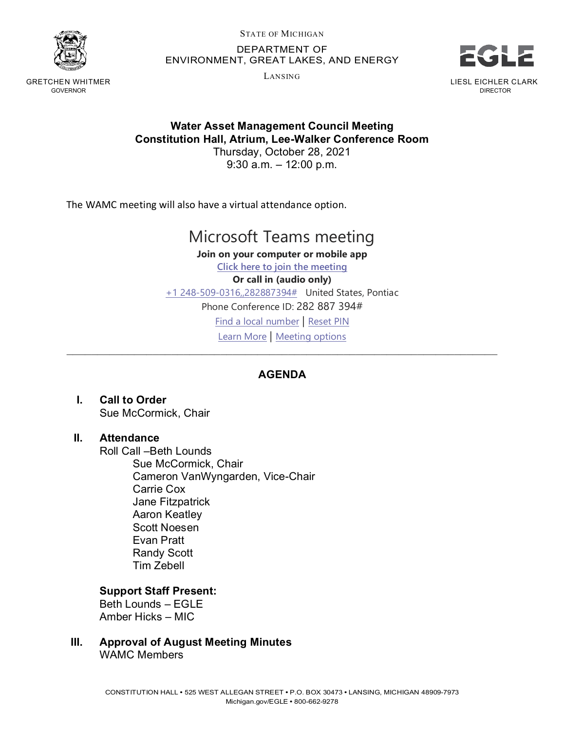STATE OF MICHIGAN

DEPARTMENT OF ENVIRONMENT, GREAT LAKES, AND ENERGY

LANSING

GRETCHEN WHITMER
GOVERNOR

EGLE

LIESL EICHLER CLARK
DIRECTOR

**Water Asset Management Council Meeting**
**Constitution Hall, Atrium, Lee-Walker Conference Room**
Thursday, October 28, 2021
9:30 a.m. – 12:00 p.m.

The WAMC meeting will also have a virtual attendance option.

Microsoft Teams meeting

**Join on your computer or mobile app**

[Click here to join the meeting]

**Or call in (audio only)**

+1 248-509-0316,,282887394# United States, Pontiac

Phone Conference ID: 282 887 394#

Find a local number | Reset PIN

Learn More | Meeting options

---

## AGENDA

**I. Call to Order**
Sue McCormick, Chair

**II. Attendance**
Roll Call –Beth Lounds

- Sue McCormick, Chair
- Cameron VanWyngarden, Vice-Chair
- Carrie Cox
- Jane Fitzpatrick
- Aaron Keatley
- Scott Noesen
- Evan Pratt
- Randy Scott
- Tim Zebell

**Support Staff Present:**
Beth Lounds – EGLE
Amber Hicks – MIC

**III. Approval of August Meeting Minutes**
WAMC Members

CONSTITUTION HALL • 525 WEST ALLEGAN STREET • P.O. BOX 30473 • LANSING, MICHIGAN 48909-7973
Michigan.gov/EGLE • 800-662-9278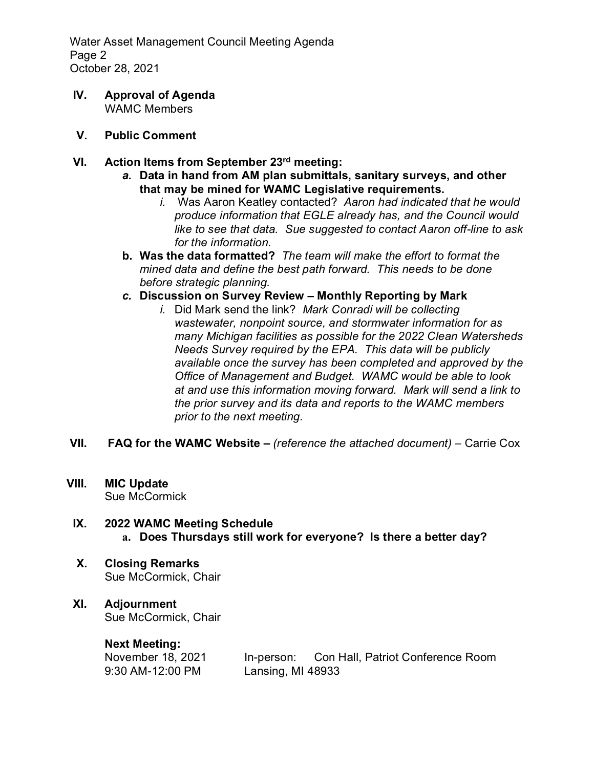**IV. Approval of Agenda**
WAMC Members

**V. Public Comment**

**VI. Action Items from September 23rd meeting:**

- ***a.*** **Data in hand from AM plan submittals, sanitary surveys, and other that may be mined for WAMC Legislative requirements.**
  - *i.* Was Aaron Keatley contacted? *Aaron had indicated that he would produce information that EGLE already has, and the Council would like to see that data. Sue suggested to contact Aaron off-line to ask for the information.*
- **b. Was the data formatted?** *The team will make the effort to format the mined data and define the best path forward. This needs to be done before strategic planning.*
- ***c.*** **Discussion on Survey Review – Monthly Reporting by Mark**
  - *i.* Did Mark send the link? *Mark Conradi will be collecting wastewater, nonpoint source, and stormwater information for as many Michigan facilities as possible for the 2022 Clean Watersheds Needs Survey required by the EPA. This data will be publicly available once the survey has been completed and approved by the Office of Management and Budget. WAMC would be able to look at and use this information moving forward. Mark will send a link to the prior survey and its data and reports to the WAMC members prior to the next meeting.*

**VII. FAQ for the WAMC Website –** *(reference the attached document)* – Carrie Cox

**VIII. MIC Update**
Sue McCormick

**IX. 2022 WAMC Meeting Schedule**

- **a. Does Thursdays still work for everyone? Is there a better day?**

**X. Closing Remarks**
Sue McCormick, Chair

**XI. Adjournment**
Sue McCormick, Chair

**Next Meeting:**

November 18, 2021 In-person: Con Hall, Patriot Conference Room
9:30 AM-12:00 PM Lansing, MI 48933